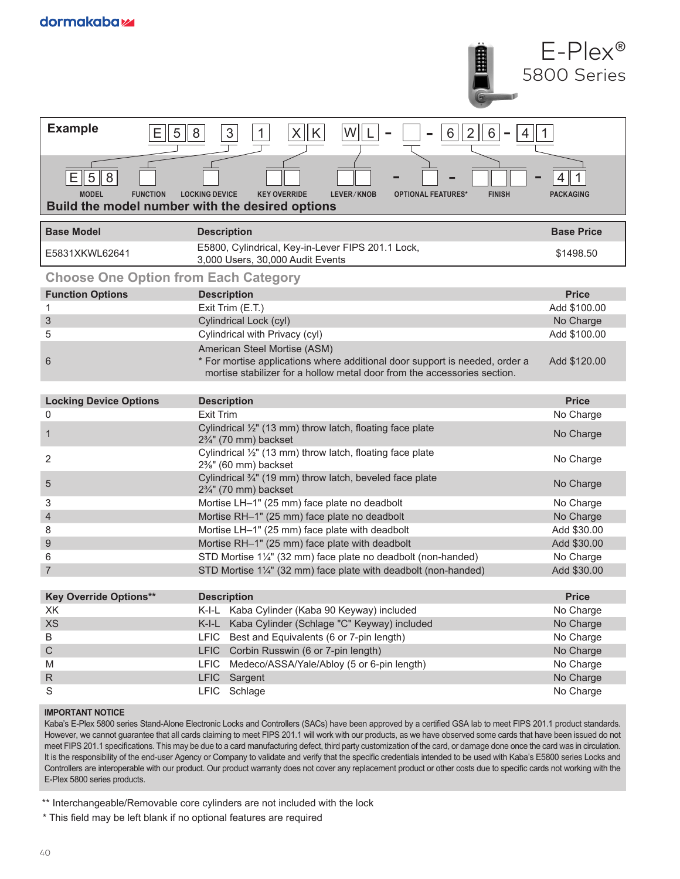dormakaba

# E-Plex® 5800 Series

**Example**

E 5 8 | 3 | 1 | X K | W L - | - 6 2 6 - 4 1

E 5 8 | | | | - | - | - 4 1

MODEL | FUNCTION | LOCKING DEVICE | KEY OVERRIDE | LEVER/KNOB | OPTIONAL FEATURES* | FINISH | PACKAGING

**Build the model number with the desired options**

| Base Model | Description | Base Price |
|---|---|---|
| E5831XKWL62641 | E5800, Cylindrical, Key-in-Lever FIPS 201.1 Lock, 3,000 Users, 30,000 Audit Events | $1498.50 |

## Choose One Option from Each Category

| Function Options | Description | Price |
|---|---|---|
| 1 | Exit Trim (E.T.) | Add $100.00 |
| 3 | Cylindrical Lock (cyl) | No Charge |
| 5 | Cylindrical with Privacy (cyl) | Add $100.00 |
| 6 | American Steel Mortise (ASM) * For mortise applications where additional door support is needed, order a mortise stabilizer for a hollow metal door from the accessories section. | Add $120.00 |

| Locking Device Options | Description | Price |
|---|---|---|
| 0 | Exit Trim | No Charge |
| 1 | Cylindrical ½" (13 mm) throw latch, floating face plate 2¾" (70 mm) backset | No Charge |
| 2 | Cylindrical ½" (13 mm) throw latch, floating face plate 2⅜" (60 mm) backset | No Charge |
| 5 | Cylindrical ¾" (19 mm) throw latch, beveled face plate 2¾" (70 mm) backset | No Charge |
| 3 | Mortise LH–1" (25 mm) face plate no deadbolt | No Charge |
| 4 | Mortise RH–1" (25 mm) face plate no deadbolt | No Charge |
| 8 | Mortise LH–1" (25 mm) face plate with deadbolt | Add $30.00 |
| 9 | Mortise RH–1" (25 mm) face plate with deadbolt | Add $30.00 |
| 6 | STD Mortise 1¼" (32 mm) face plate no deadbolt (non-handed) | No Charge |
| 7 | STD Mortise 1¼" (32 mm) face plate with deadbolt (non-handed) | Add $30.00 |

| Key Override Options** | Description | Price |
|---|---|---|
| XK | K-I-L Kaba Cylinder (Kaba 90 Keyway) included | No Charge |
| XS | K-I-L Kaba Cylinder (Schlage "C" Keyway) included | No Charge |
| B | LFIC Best and Equivalents (6 or 7-pin length) | No Charge |
| C | LFIC Corbin Russwin (6 or 7-pin length) | No Charge |
| M | LFIC Medeco/ASSA/Yale/Abloy (5 or 6-pin length) | No Charge |
| R | LFIC Sargent | No Charge |
| S | LFIC Schlage | No Charge |

**IMPORTANT NOTICE**

Kaba's E-Plex 5800 series Stand-Alone Electronic Locks and Controllers (SACs) have been approved by a certified GSA lab to meet FIPS 201.1 product standards. However, we cannot guarantee that all cards claiming to meet FIPS 201.1 will work with our products, as we have observed some cards that have been issued do not meet FIPS 201.1 specifications. This may be due to a card manufacturing defect, third party customization of the card, or damage done once the card was in circulation. It is the responsibility of the end-user Agency or Company to validate and verify that the specific credentials intended to be used with Kaba's E5800 series Locks and Controllers are interoperable with our product. Our product warranty does not cover any replacement product or other costs due to specific cards not working with the E-Plex 5800 series products.

** Interchangeable/Removable core cylinders are not included with the lock

* This field may be left blank if no optional features are required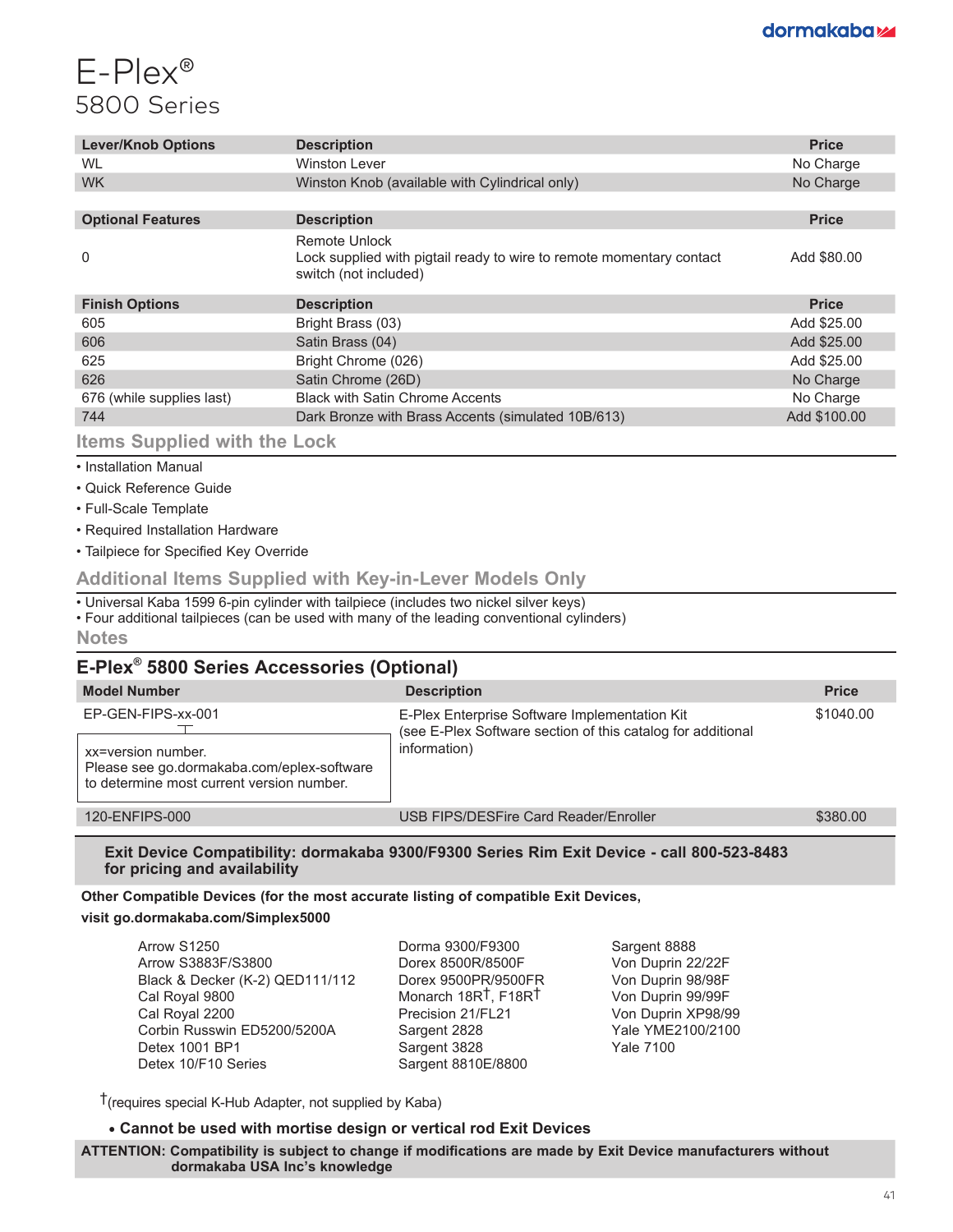# E-Plex®

## 5800 Series

| Lever/Knob Options | Description | Price |
|---|---|---|
| WL | Winston Lever | No Charge |
| WK | Winston Knob (available with Cylindrical only) | No Charge |

| Optional Features | Description | Price |
|---|---|---|
| 0 | Remote Unlock<br>Lock supplied with pigtail ready to wire to remote momentary contact switch (not included) | Add $80.00 |

| Finish Options | Description | Price |
|---|---|---|
| 605 | Bright Brass (03) | Add $25.00 |
| 606 | Satin Brass (04) | Add $25.00 |
| 625 | Bright Chrome (026) | Add $25.00 |
| 626 | Satin Chrome (26D) | No Charge |
| 676 (while supplies last) | Black with Satin Chrome Accents | No Charge |
| 744 | Dark Bronze with Brass Accents (simulated 10B/613) | Add $100.00 |

### Items Supplied with the Lock

- Installation Manual
- Quick Reference Guide
- Full-Scale Template
- Required Installation Hardware
- Tailpiece for Specified Key Override

### Additional Items Supplied with Key-in-Lever Models Only

- Universal Kaba 1599 6-pin cylinder with tailpiece (includes two nickel silver keys)
- Four additional tailpieces (can be used with many of the leading conventional cylinders)

### Notes

### E-Plex® 5800 Series Accessories (Optional)

| Model Number | Description | Price |
|---|---|---|
| EP-GEN-FIPS-xx-001<br>xx=version number.<br>Please see go.dormakaba.com/eplex-software to determine most current version number. | E-Plex Enterprise Software Implementation Kit<br>(see E-Plex Software section of this catalog for additional information) | $1040.00 |
| 120-ENFIPS-000 | USB FIPS/DESFire Card Reader/Enroller | $380.00 |

**Exit Device Compatibility: dormakaba 9300/F9300 Series Rim Exit Device - call 800-523-8483 for pricing and availability**

**Other Compatible Devices (for the most accurate listing of compatible Exit Devices, visit go.dormakaba.com/Simplex5000**

Arrow S1250
Arrow S3883F/S3800
Black & Decker (K-2) QED111/112
Cal Royal 9800
Cal Royal 2200
Corbin Russwin ED5200/5200A
Detex 1001 BP1
Detex 10/F10 Series
Dorma 9300/F9300
Dorex 8500R/8500F
Dorex 9500PR/9500FR
Monarch 18R†, F18R†
Precision 21/FL21
Sargent 2828
Sargent 3828
Sargent 8810E/8800
Sargent 8888
Von Duprin 22/22F
Von Duprin 98/98F
Von Duprin 99/99F
Von Duprin XP98/99
Yale YME2100/2100
Yale 7100

†(requires special K-Hub Adapter, not supplied by Kaba)

- **Cannot be used with mortise design or vertical rod Exit Devices**

**ATTENTION: Compatibility is subject to change if modifications are made by Exit Device manufacturers without dormakaba USA Inc's knowledge**